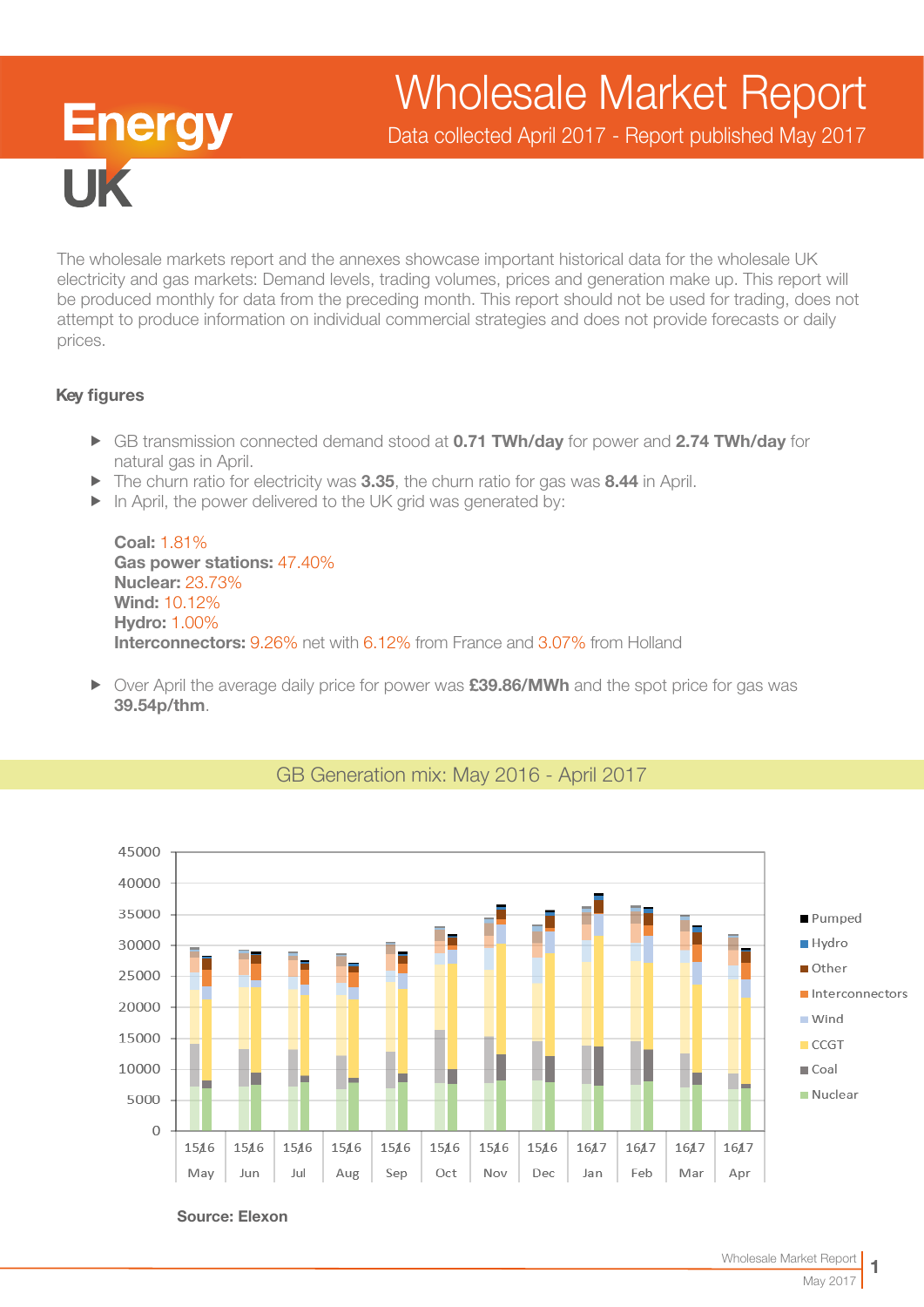# Wholesale Market Report

Data collected April 2017 - Report published May 2017

The wholesale markets report and the annexes showcase important historical data for the wholesale UK electricity and gas markets: Demand levels, trading volumes, prices and generation make up. This report will be produced monthly for data from the preceding month. This report should not be used for trading, does not attempt to produce information on individual commercial strategies and does not provide forecasts or daily prices.

### Key figures

- GB transmission connected demand stood at **0.71 TWh/day** for power and **2.74 TWh/day** for natural gas in April.
- The churn ratio for electricity was **3.35**, the churn ratio for gas was **8.44** in April.
- In April, the power delivered to the UK grid was generated by:

  **Coal:** 1.81%
  **Gas power stations:** 47.40%
  **Nuclear:** 23.73%
  **Wind:** 10.12%
  **Hydro:** 1.00%
  **Interconnectors:** 9.26% net with 6.12% from France and 3.07% from Holland

- Over April the average daily price for power was **£39.86/MWh** and the spot price for gas was **39.54p/thm**.

## GB Generation mix: May 2016 - April 2017

Source: Elexon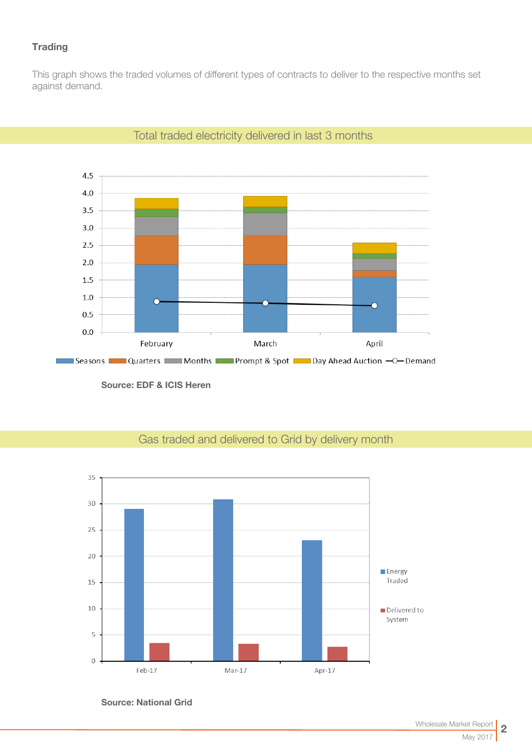### Trading

This graph shows the traded volumes of different types of contracts to deliver to the respective months set against demand.

## Total traded electricity delivered in last 3 months

Source: EDF & ICIS Heren

## Gas traded and delivered to Grid by delivery month

Source: National Grid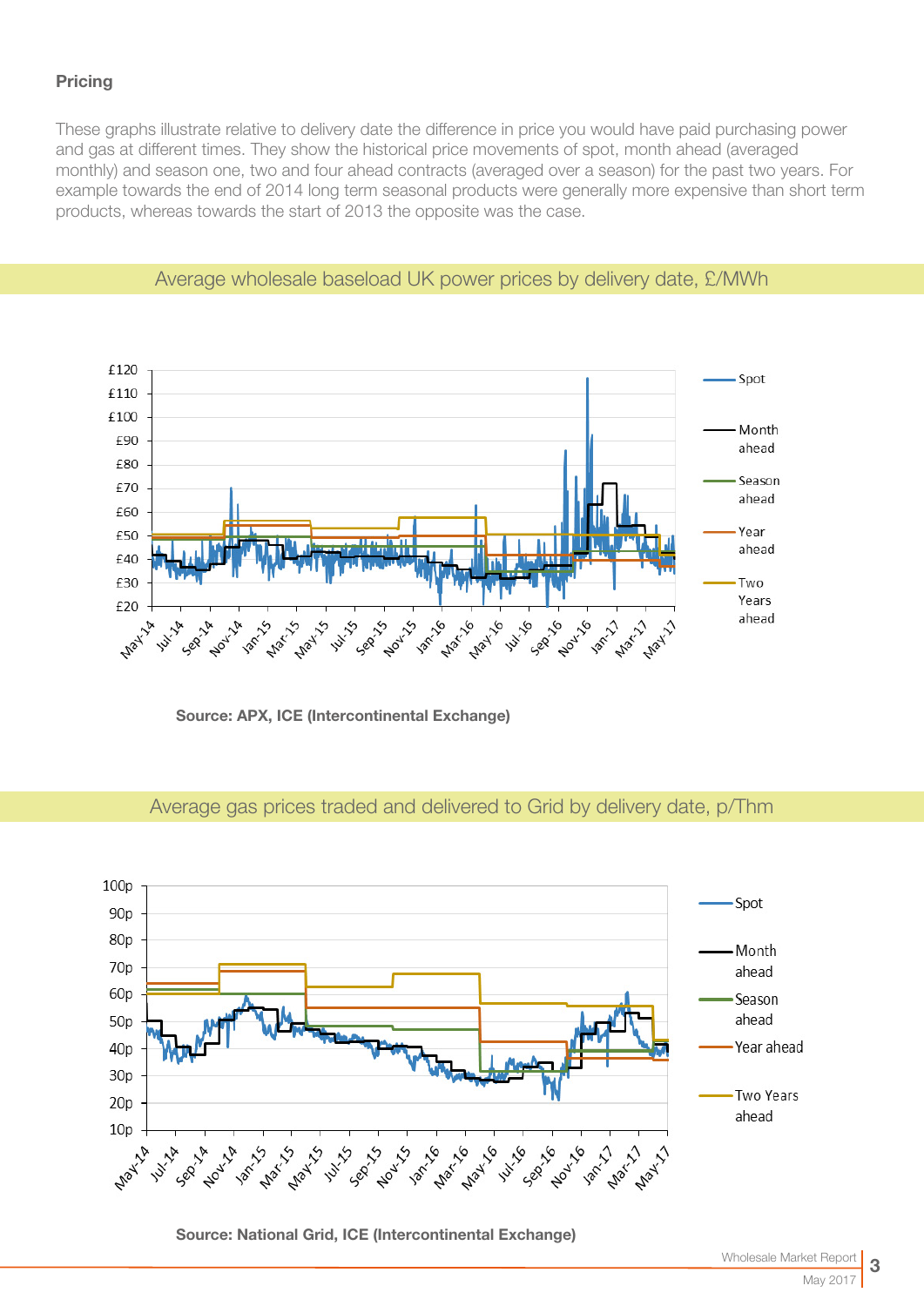### Pricing

These graphs illustrate relative to delivery date the difference in price you would have paid purchasing power and gas at different times. They show the historical price movements of spot, month ahead (averaged monthly) and season one, two and four ahead contracts (averaged over a season) for the past two years. For example towards the end of 2014 long term seasonal products were generally more expensive than short term products, whereas towards the start of 2013 the opposite was the case.

## Average wholesale baseload UK power prices by delivery date, £/MWh

**Source: APX, ICE (Intercontinental Exchange)**

## Average gas prices traded and delivered to Grid by delivery date, p/Thm

**Source: National Grid, ICE (Intercontinental Exchange)**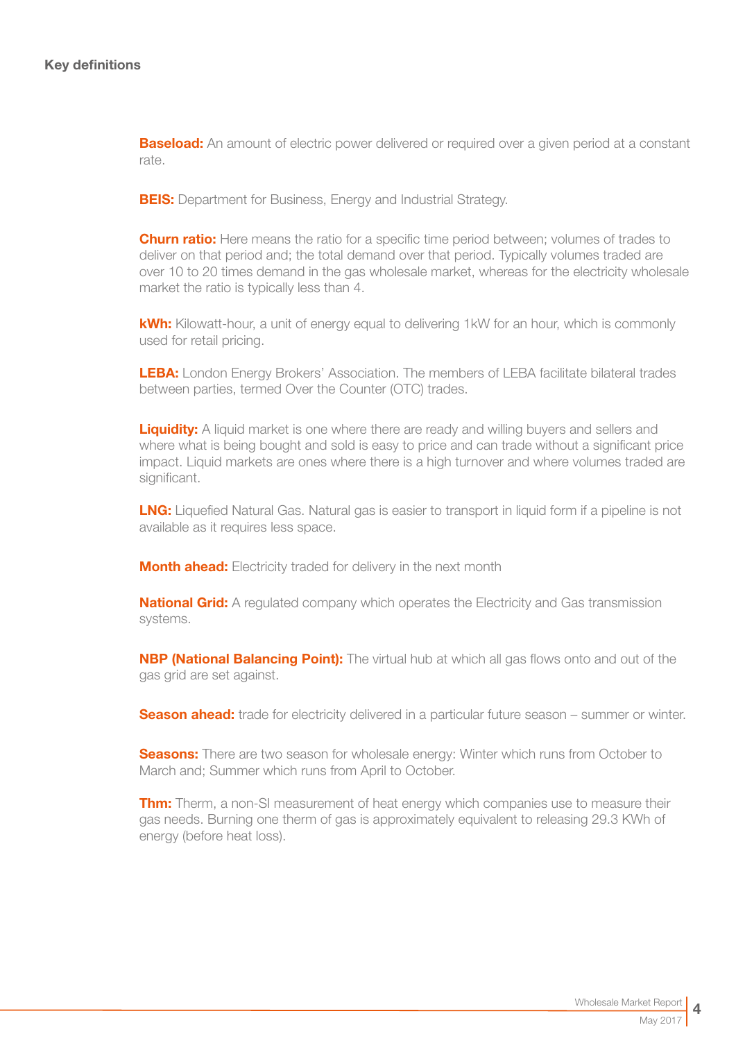## Key definitions

**Baseload:** An amount of electric power delivered or required over a given period at a constant rate.

**BEIS:** Department for Business, Energy and Industrial Strategy.

**Churn ratio:** Here means the ratio for a specific time period between; volumes of trades to deliver on that period and; the total demand over that period. Typically volumes traded are over 10 to 20 times demand in the gas wholesale market, whereas for the electricity wholesale market the ratio is typically less than 4.

**kWh:** Kilowatt-hour, a unit of energy equal to delivering 1kW for an hour, which is commonly used for retail pricing.

**LEBA:** London Energy Brokers' Association. The members of LEBA facilitate bilateral trades between parties, termed Over the Counter (OTC) trades.

**Liquidity:** A liquid market is one where there are ready and willing buyers and sellers and where what is being bought and sold is easy to price and can trade without a significant price impact. Liquid markets are ones where there is a high turnover and where volumes traded are significant.

**LNG:** Liquefied Natural Gas. Natural gas is easier to transport in liquid form if a pipeline is not available as it requires less space.

**Month ahead:** Electricity traded for delivery in the next month

**National Grid:** A regulated company which operates the Electricity and Gas transmission systems.

**NBP (National Balancing Point):** The virtual hub at which all gas flows onto and out of the gas grid are set against.

**Season ahead:** trade for electricity delivered in a particular future season – summer or winter.

**Seasons:** There are two season for wholesale energy: Winter which runs from October to March and; Summer which runs from April to October.

**Thm:** Therm, a non-SI measurement of heat energy which companies use to measure their gas needs. Burning one therm of gas is approximately equivalent to releasing 29.3 KWh of energy (before heat loss).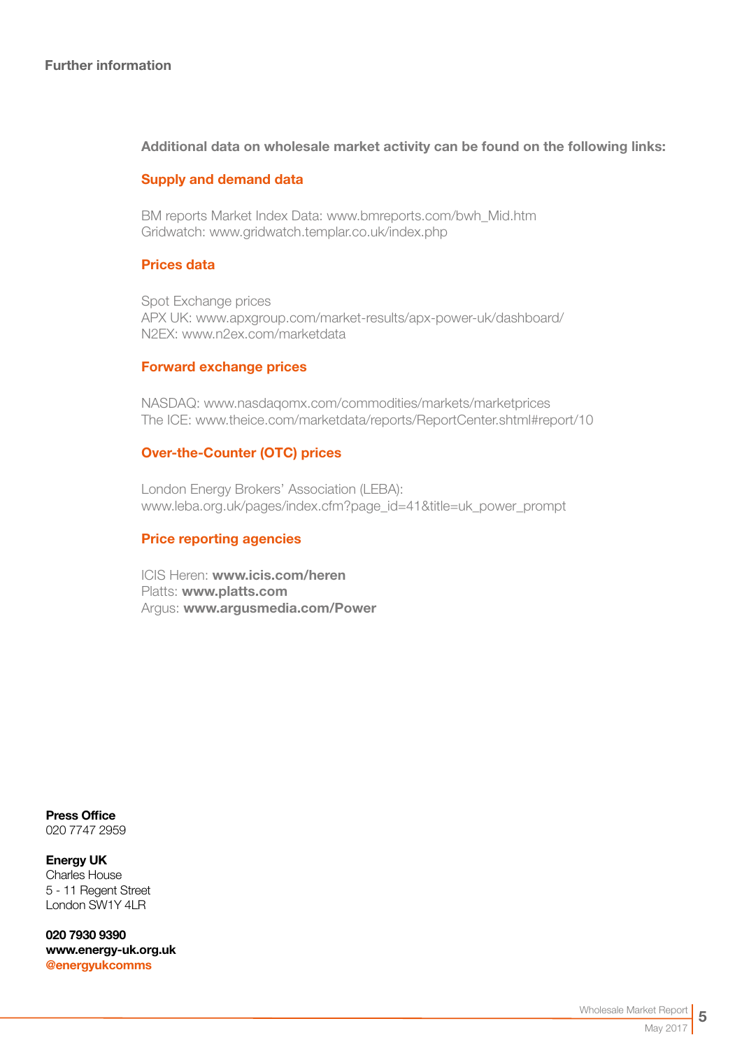## Further information

**Additional data on wholesale market activity can be found on the following links:**

### Supply and demand data

BM reports Market Index Data: www.bmreports.com/bwh_Mid.htm
Gridwatch: www.gridwatch.templar.co.uk/index.php

### Prices data

Spot Exchange prices
APX UK: www.apxgroup.com/market-results/apx-power-uk/dashboard/
N2EX: www.n2ex.com/marketdata

### Forward exchange prices

NASDAQ: www.nasdaqomx.com/commodities/markets/marketprices
The ICE: www.theice.com/marketdata/reports/ReportCenter.shtml#report/10

### Over-the-Counter (OTC) prices

London Energy Brokers' Association (LEBA):
www.leba.org.uk/pages/index.cfm?page_id=41&title=uk_power_prompt

### Price reporting agencies

ICIS Heren: **www.icis.com/heren**
Platts: **www.platts.com**
Argus: **www.argusmedia.com/Power**

**Press Office**
020 7747 2959

**Energy UK**
Charles House
5 - 11 Regent Street
London SW1Y 4LR

**020 7930 9390**
**www.energy-uk.org.uk**
**@energyukcomms**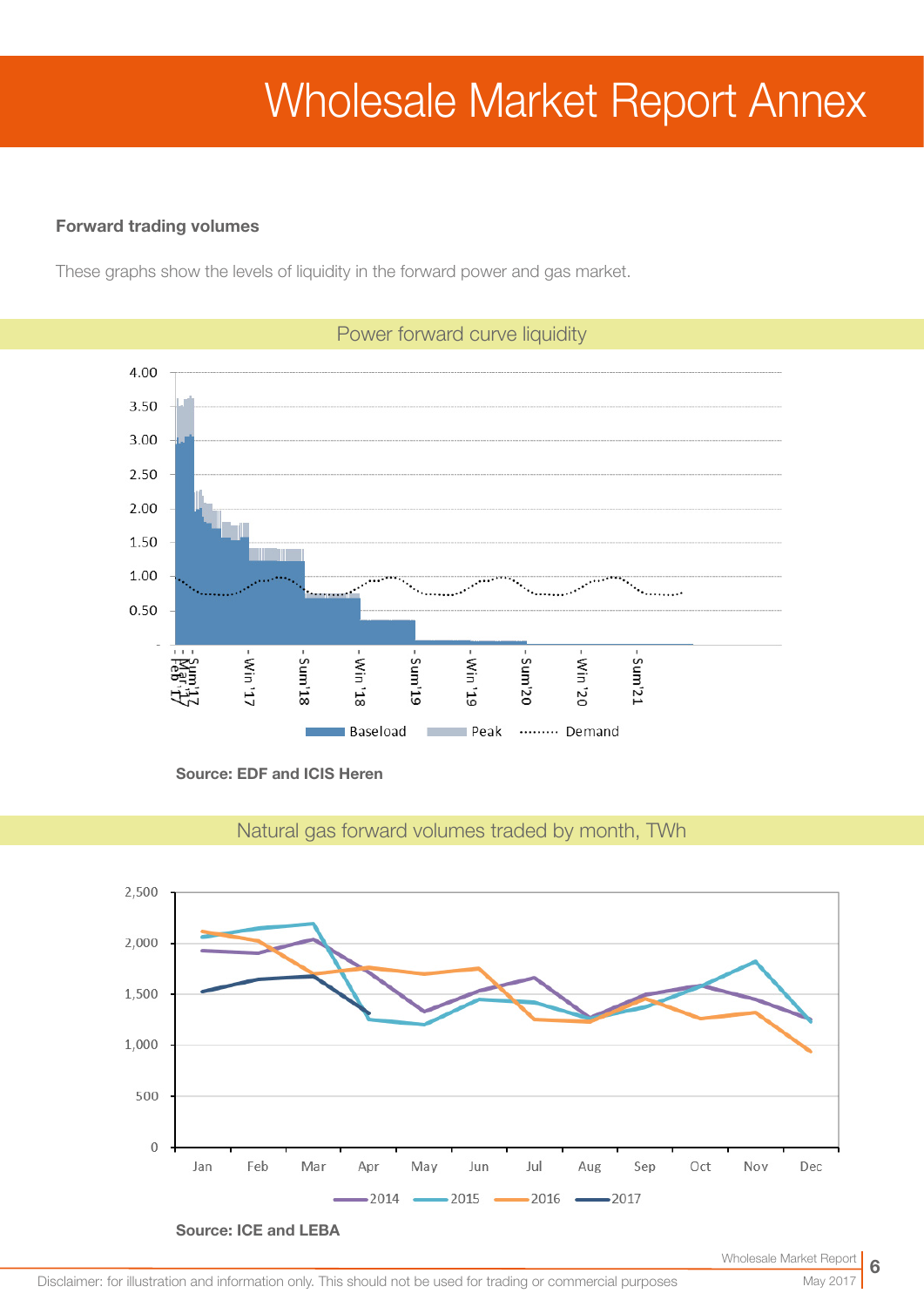# Wholesale Market Report Annex

**Forward trading volumes**

These graphs show the levels of liquidity in the forward power and gas market.

## Power forward curve liquidity

**Source: EDF and ICIS Heren**

## Natural gas forward volumes traded by month, TWh

**Source: ICE and LEBA**

Disclaimer: for illustration and information only. This should not be used for trading or commercial purposes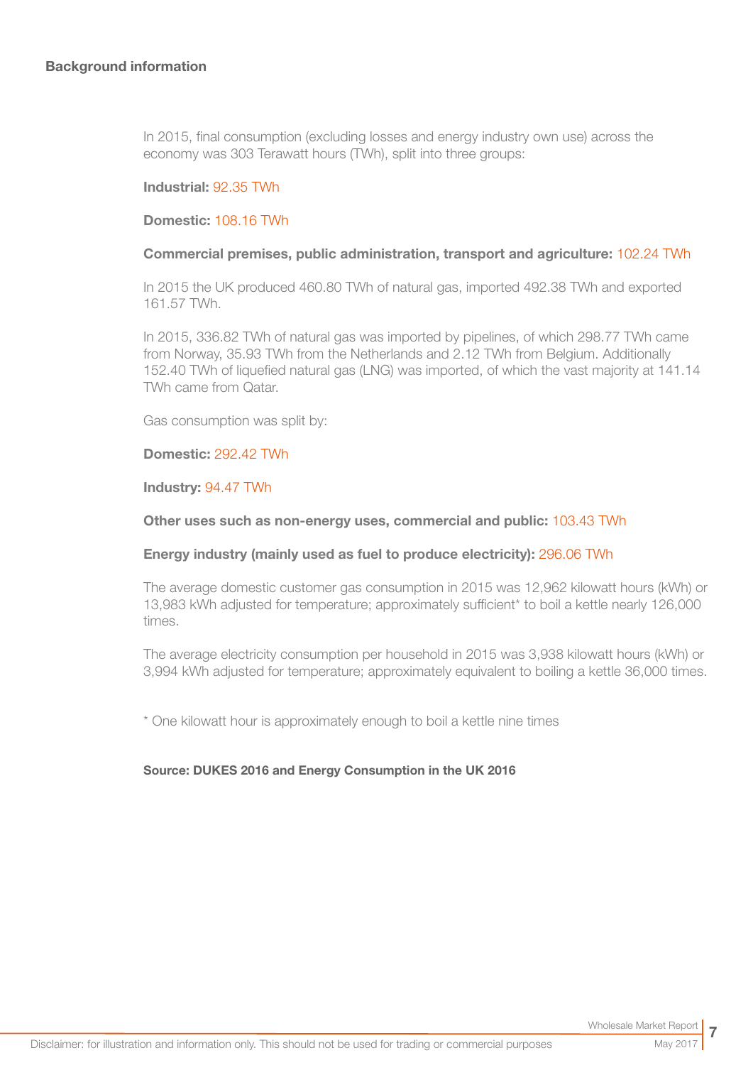## Background information

In 2015, final consumption (excluding losses and energy industry own use) across the economy was 303 Terawatt hours (TWh), split into three groups:

**Industrial:** 92.35 TWh

**Domestic:** 108.16 TWh

**Commercial premises, public administration, transport and agriculture:** 102.24 TWh

In 2015 the UK produced 460.80 TWh of natural gas, imported 492.38 TWh and exported 161.57 TWh.

In 2015, 336.82 TWh of natural gas was imported by pipelines, of which 298.77 TWh came from Norway, 35.93 TWh from the Netherlands and 2.12 TWh from Belgium. Additionally 152.40 TWh of liquefied natural gas (LNG) was imported, of which the vast majority at 141.14 TWh came from Qatar.

Gas consumption was split by:

**Domestic:** 292.42 TWh

**Industry:** 94.47 TWh

**Other uses such as non-energy uses, commercial and public:** 103.43 TWh

**Energy industry (mainly used as fuel to produce electricity):** 296.06 TWh

The average domestic customer gas consumption in 2015 was 12,962 kilowatt hours (kWh) or 13,983 kWh adjusted for temperature; approximately sufficient* to boil a kettle nearly 126,000 times.

The average electricity consumption per household in 2015 was 3,938 kilowatt hours (kWh) or 3,994 kWh adjusted for temperature; approximately equivalent to boiling a kettle 36,000 times.

* One kilowatt hour is approximately enough to boil a kettle nine times

**Source: DUKES 2016 and Energy Consumption in the UK 2016**

Disclaimer: for illustration and information only. This should not be used for trading or commercial purposes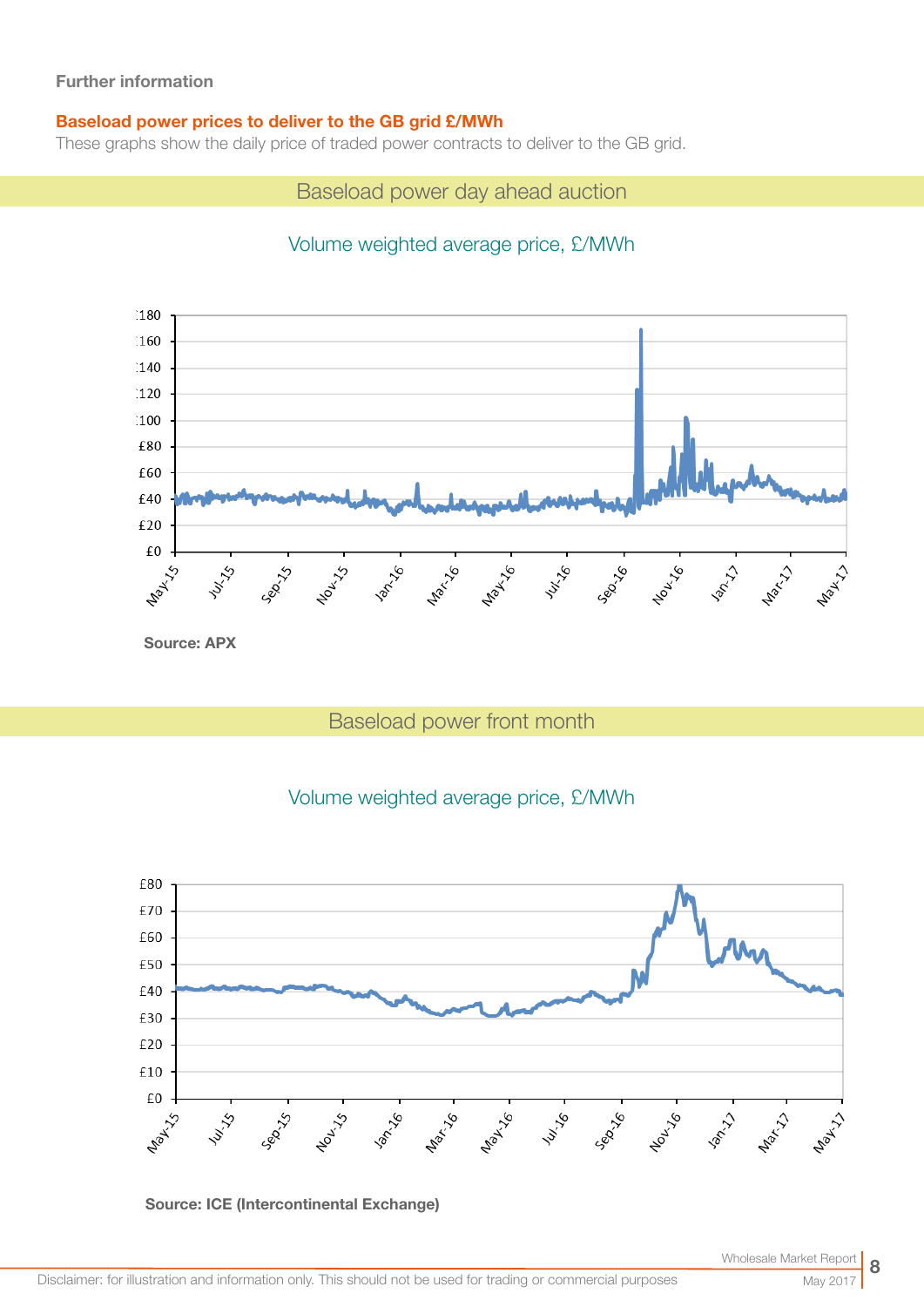**Further information**

**Baseload power prices to deliver to the GB grid £/MWh**

These graphs show the daily price of traded power contracts to deliver to the GB grid.

## Baseload power day ahead auction

Volume weighted average price, £/MWh

**Source: APX**

## Baseload power front month

Volume weighted average price, £/MWh

**Source: ICE (Intercontinental Exchange)**

Disclaimer: for illustration and information only. This should not be used for trading or commercial purposes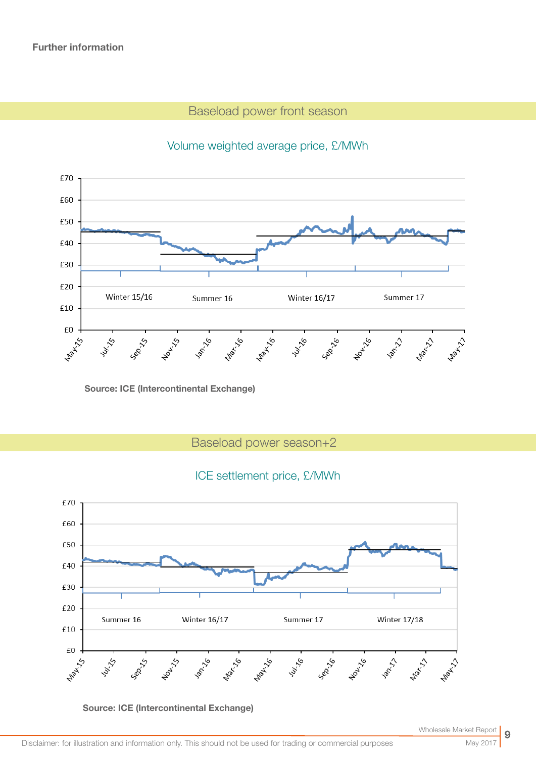**Further information**

## Baseload power front season

Volume weighted average price, £/MWh

Source: ICE (Intercontinental Exchange)

## Baseload power season+2

ICE settlement price, £/MWh

Source: ICE (Intercontinental Exchange)

Disclaimer: for illustration and information only. This should not be used for trading or commercial purposes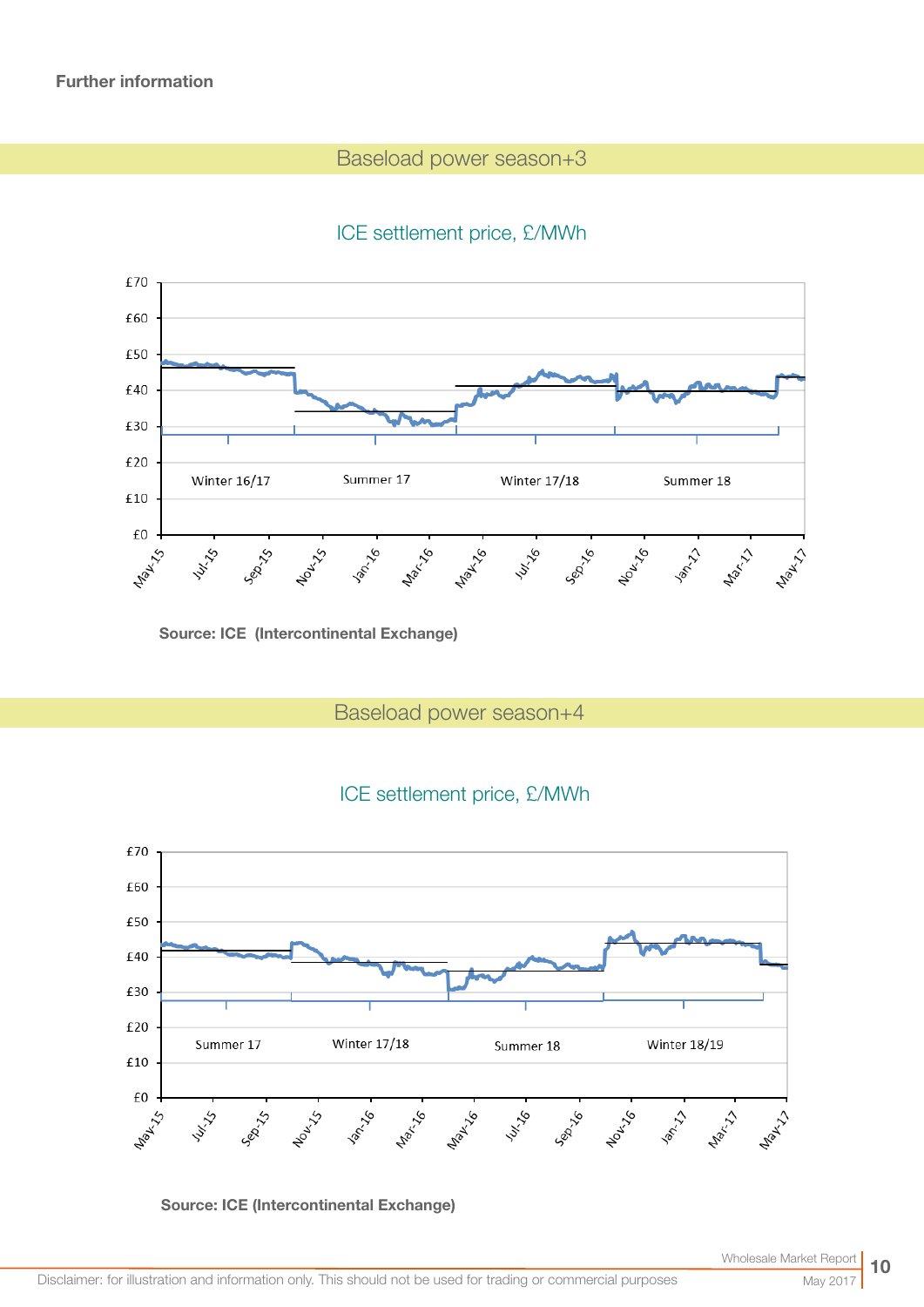**Further information**

## Baseload power season+3

ICE settlement price, £/MWh

Source: ICE (Intercontinental Exchange)

## Baseload power season+4

ICE settlement price, £/MWh

Source: ICE (Intercontinental Exchange)

Disclaimer: for illustration and information only. This should not be used for trading or commercial purposes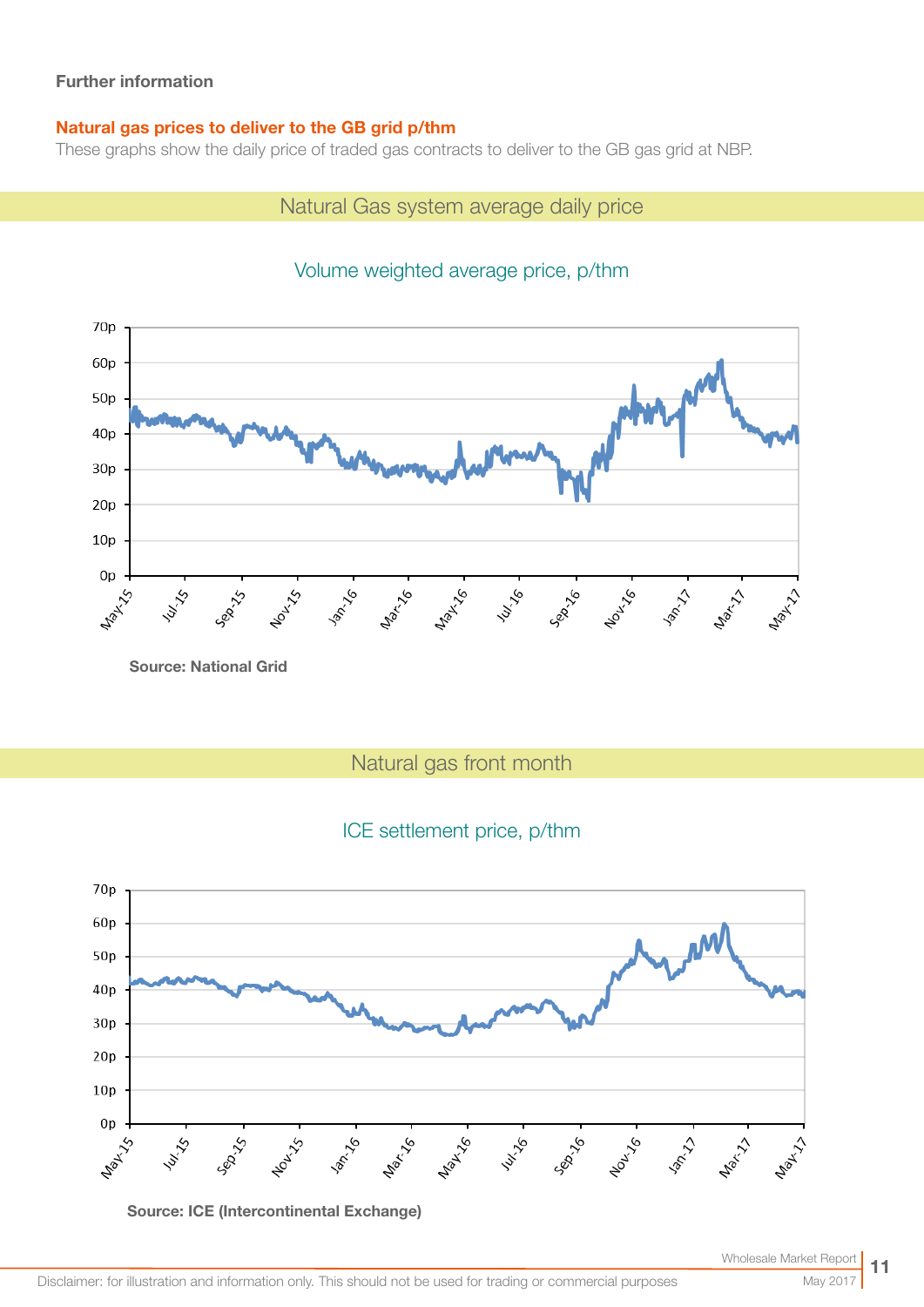**Further information**

## Natural gas prices to deliver to the GB grid p/thm

These graphs show the daily price of traded gas contracts to deliver to the GB gas grid at NBP.

### Natural Gas system average daily price

Volume weighted average price, p/thm

**Source: National Grid**

### Natural gas front month

ICE settlement price, p/thm

**Source: ICE (Intercontinental Exchange)**

Disclaimer: for illustration and information only. This should not be used for trading or commercial purposes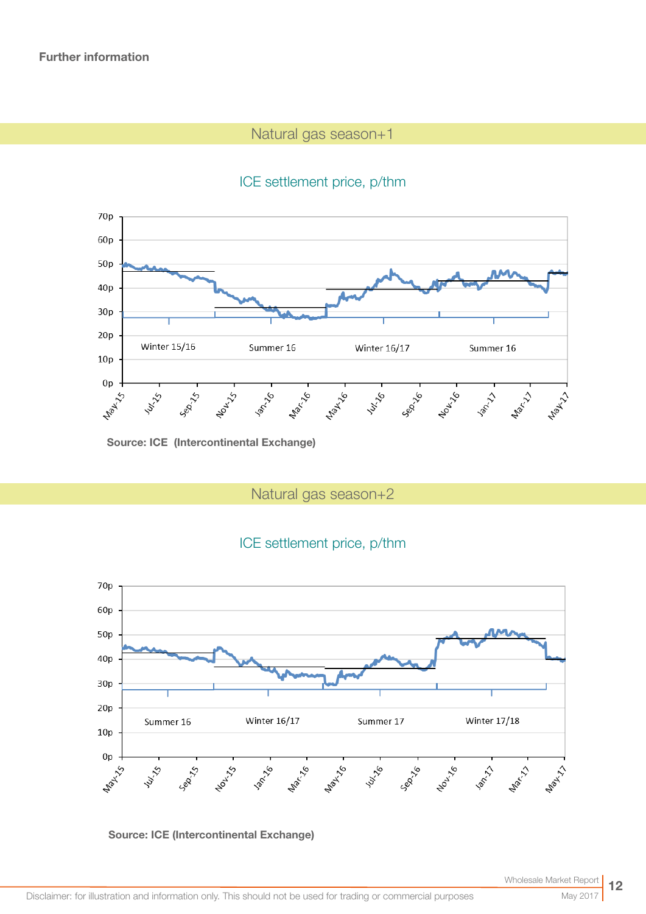**Further information**

## Natural gas season+1

ICE settlement price, p/thm

Source: ICE (Intercontinental Exchange)

## Natural gas season+2

ICE settlement price, p/thm

Source: ICE (Intercontinental Exchange)

Disclaimer: for illustration and information only. This should not be used for trading or commercial purposes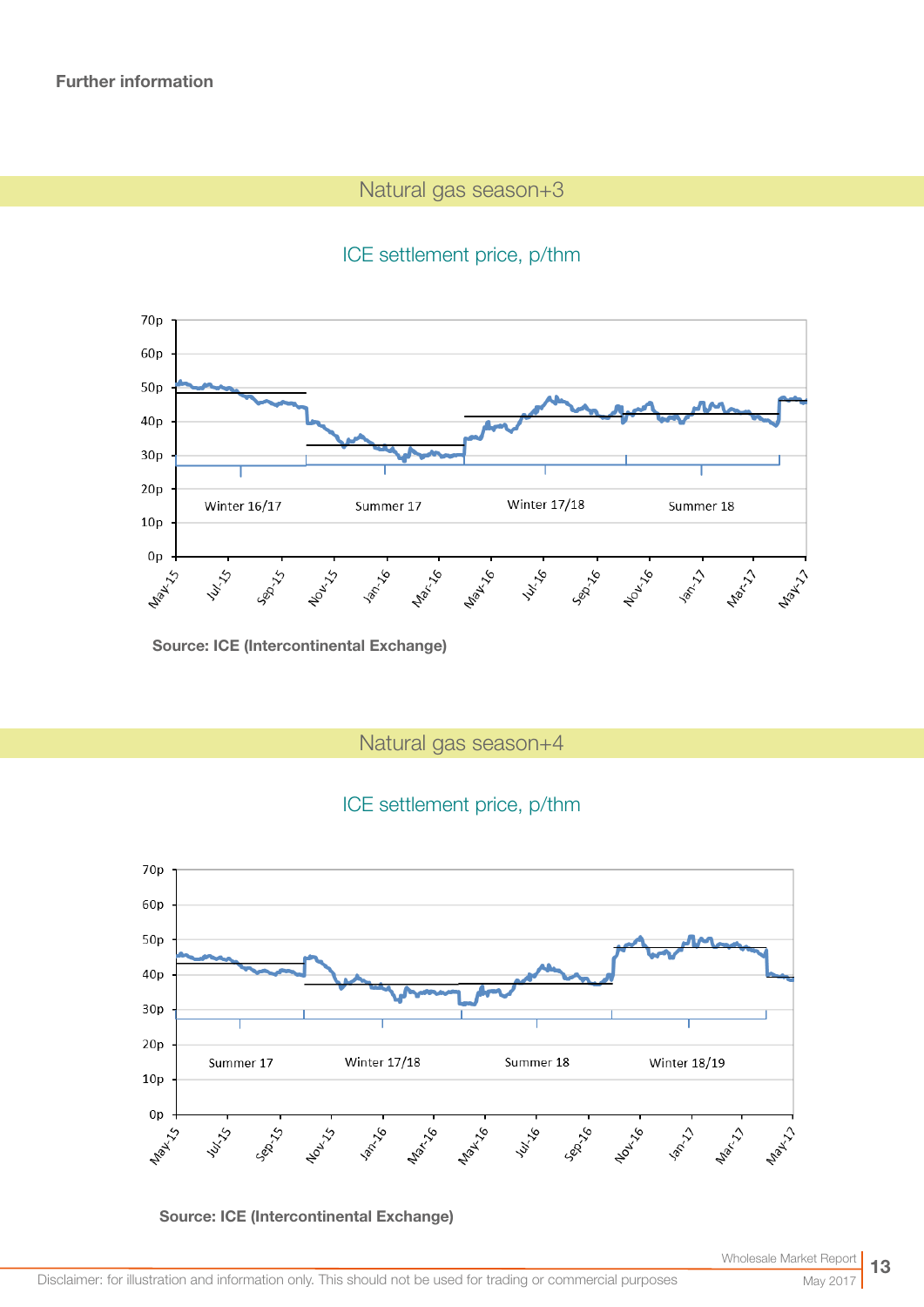Further information

## Natural gas season+3

ICE settlement price, p/thm

70p
60p
50p
40p
30p
20p
10p
0p

Winter 16/17
Summer 17
Winter 17/18
Summer 18

May-15
Jul-15
Sep-15
Nov-15
Jan-16
Mar-16
May-16
Jul-16
Sep-16
Nov-16
Jan-17
Mar-17
May-17

**Source: ICE (Intercontinental Exchange)**

## Natural gas season+4

ICE settlement price, p/thm

70p
60p
50p
40p
30p
20p
10p
0p

Summer 17
Winter 17/18
Summer 18
Winter 18/19

May-15
Jul-15
Sep-15
Nov-15
Jan-16
Mar-16
May-16
Jul-16
Sep-16
Nov-16
Jan-17
Mar-17
May-17

**Source: ICE (Intercontinental Exchange)**

Disclaimer: for illustration and information only. This should not be used for trading or commercial purposes